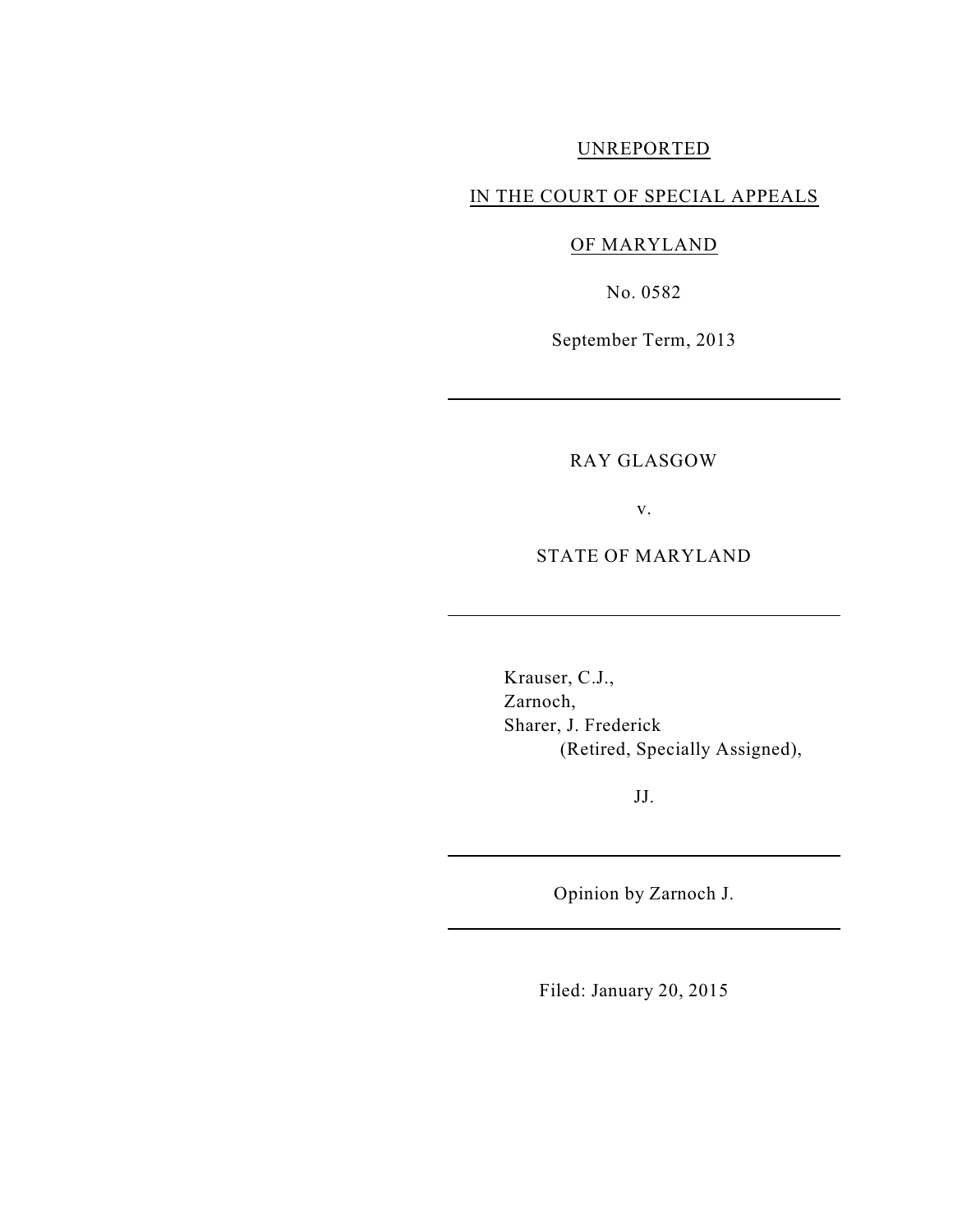UNREPORTED

IN THE COURT OF SPECIAL APPEALS

OF MARYLAND

No. 0582

September Term, 2013

---

RAY GLASGOW

v.

STATE OF MARYLAND

---

Krauser, C.J.,
Zarnoch,
Sharer, J. Frederick
(Retired, Specially Assigned),

JJ.

---

Opinion by Zarnoch J.

---

Filed: January 20, 2015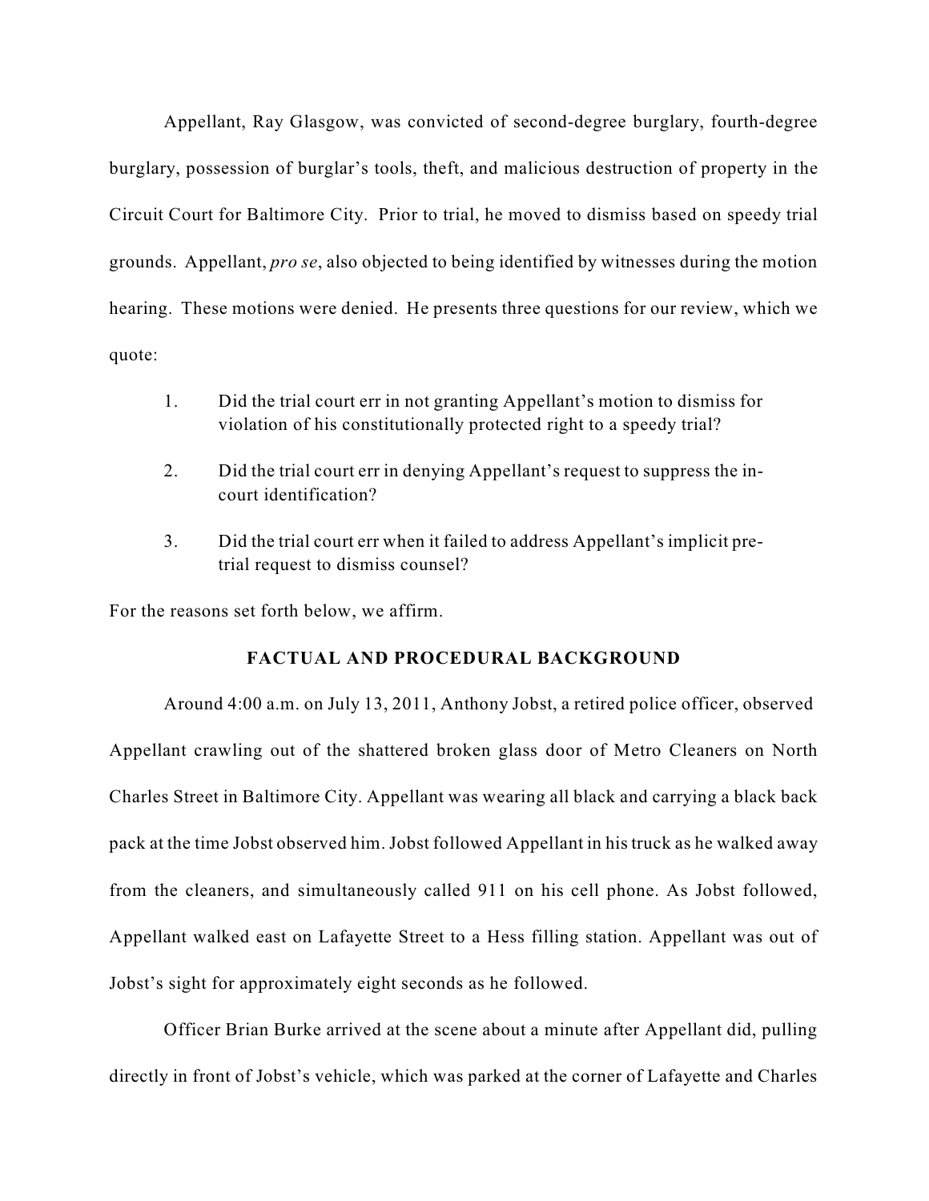Appellant, Ray Glasgow, was convicted of second-degree burglary, fourth-degree burglary, possession of burglar's tools, theft, and malicious destruction of property in the Circuit Court for Baltimore City. Prior to trial, he moved to dismiss based on speedy trial grounds. Appellant, *pro se*, also objected to being identified by witnesses during the motion hearing. These motions were denied. He presents three questions for our review, which we quote:

1. Did the trial court err in not granting Appellant's motion to dismiss for violation of his constitutionally protected right to a speedy trial?

2. Did the trial court err in denying Appellant's request to suppress the in-court identification?

3. Did the trial court err when it failed to address Appellant's implicit pre-trial request to dismiss counsel?

For the reasons set forth below, we affirm.

## FACTUAL AND PROCEDURAL BACKGROUND

Around 4:00 a.m. on July 13, 2011, Anthony Jobst, a retired police officer, observed Appellant crawling out of the shattered broken glass door of Metro Cleaners on North Charles Street in Baltimore City. Appellant was wearing all black and carrying a black back pack at the time Jobst observed him. Jobst followed Appellant in his truck as he walked away from the cleaners, and simultaneously called 911 on his cell phone. As Jobst followed, Appellant walked east on Lafayette Street to a Hess filling station. Appellant was out of Jobst's sight for approximately eight seconds as he followed.

Officer Brian Burke arrived at the scene about a minute after Appellant did, pulling directly in front of Jobst's vehicle, which was parked at the corner of Lafayette and Charles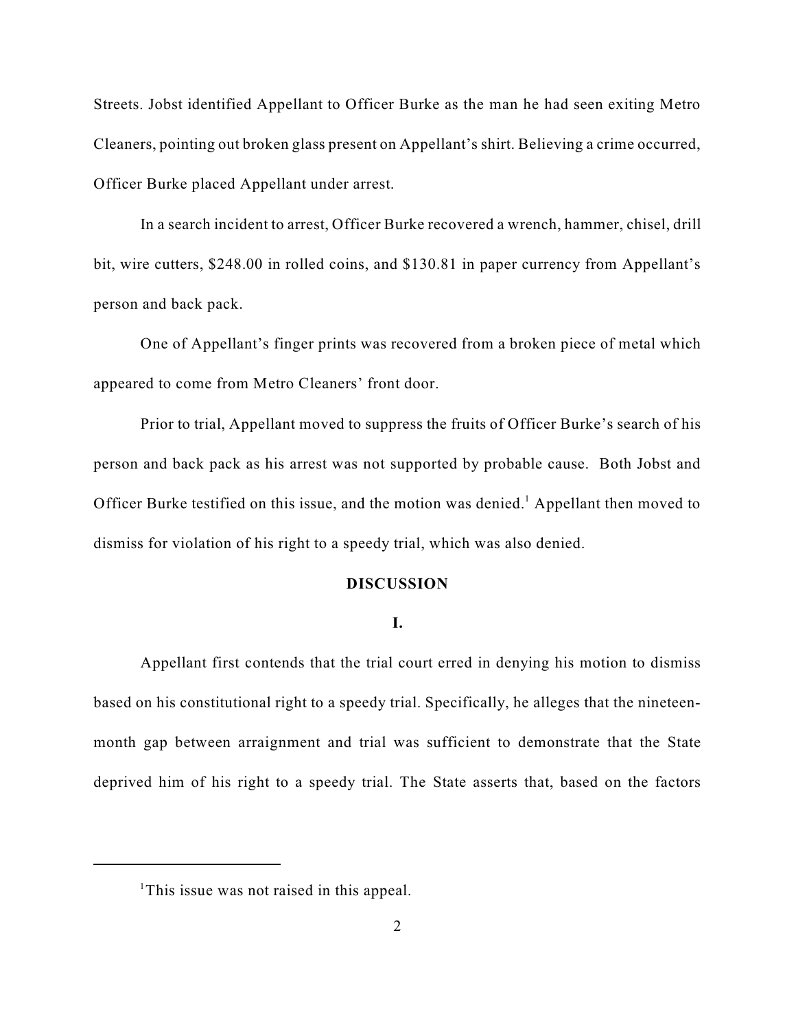Streets. Jobst identified Appellant to Officer Burke as the man he had seen exiting Metro Cleaners, pointing out broken glass present on Appellant's shirt. Believing a crime occurred, Officer Burke placed Appellant under arrest.

In a search incident to arrest, Officer Burke recovered a wrench, hammer, chisel, drill bit, wire cutters, $248.00 in rolled coins, and $130.81 in paper currency from Appellant's person and back pack.

One of Appellant's finger prints was recovered from a broken piece of metal which appeared to come from Metro Cleaners' front door.

Prior to trial, Appellant moved to suppress the fruits of Officer Burke's search of his person and back pack as his arrest was not supported by probable cause. Both Jobst and Officer Burke testified on this issue, and the motion was denied.[1] Appellant then moved to dismiss for violation of his right to a speedy trial, which was also denied.

## DISCUSSION

### I.

Appellant first contends that the trial court erred in denying his motion to dismiss based on his constitutional right to a speedy trial. Specifically, he alleges that the nineteen-month gap between arraignment and trial was sufficient to demonstrate that the State deprived him of his right to a speedy trial. The State asserts that, based on the factors

[1] This issue was not raised in this appeal.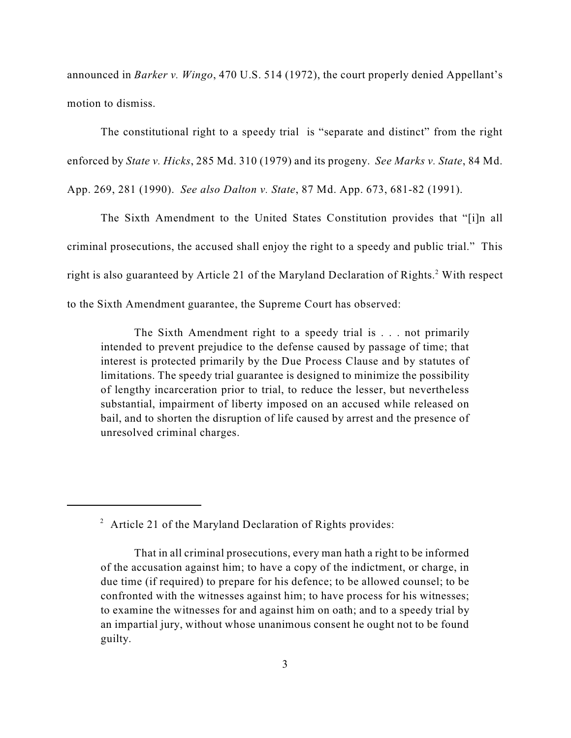announced in *Barker v. Wingo*, 470 U.S. 514 (1972), the court properly denied Appellant's motion to dismiss.

The constitutional right to a speedy trial is "separate and distinct" from the right enforced by *State v. Hicks*, 285 Md. 310 (1979) and its progeny. *See Marks v. State*, 84 Md. App. 269, 281 (1990). *See also Dalton v. State*, 87 Md. App. 673, 681-82 (1991).

The Sixth Amendment to the United States Constitution provides that "[i]n all criminal prosecutions, the accused shall enjoy the right to a speedy and public trial." This right is also guaranteed by Article 21 of the Maryland Declaration of Rights.[2] With respect to the Sixth Amendment guarantee, the Supreme Court has observed:

> The Sixth Amendment right to a speedy trial is . . . not primarily intended to prevent prejudice to the defense caused by passage of time; that interest is protected primarily by the Due Process Clause and by statutes of limitations. The speedy trial guarantee is designed to minimize the possibility of lengthy incarceration prior to trial, to reduce the lesser, but nevertheless substantial, impairment of liberty imposed on an accused while released on bail, and to shorten the disruption of life caused by arrest and the presence of unresolved criminal charges.

---

[2] Article 21 of the Maryland Declaration of Rights provides:

> That in all criminal prosecutions, every man hath a right to be informed of the accusation against him; to have a copy of the indictment, or charge, in due time (if required) to prepare for his defence; to be allowed counsel; to be confronted with the witnesses against him; to have process for his witnesses; to examine the witnesses for and against him on oath; and to a speedy trial by an impartial jury, without whose unanimous consent he ought not to be found guilty.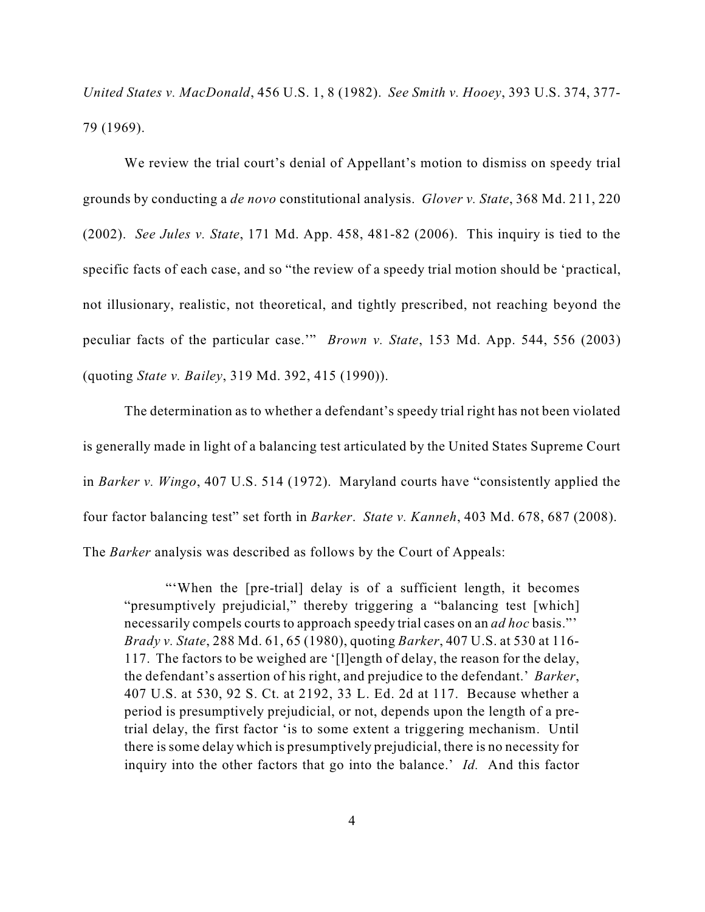*United States v. MacDonald*, 456 U.S. 1, 8 (1982). *See Smith v. Hooey*, 393 U.S. 374, 377-79 (1969).

We review the trial court's denial of Appellant's motion to dismiss on speedy trial grounds by conducting a *de novo* constitutional analysis. *Glover v. State*, 368 Md. 211, 220 (2002). *See Jules v. State*, 171 Md. App. 458, 481-82 (2006). This inquiry is tied to the specific facts of each case, and so "the review of a speedy trial motion should be 'practical, not illusionary, realistic, not theoretical, and tightly prescribed, not reaching beyond the peculiar facts of the particular case.'" *Brown v. State*, 153 Md. App. 544, 556 (2003) (quoting *State v. Bailey*, 319 Md. 392, 415 (1990)).

The determination as to whether a defendant's speedy trial right has not been violated is generally made in light of a balancing test articulated by the United States Supreme Court in *Barker v. Wingo*, 407 U.S. 514 (1972). Maryland courts have "consistently applied the four factor balancing test" set forth in *Barker*. *State v. Kanneh*, 403 Md. 678, 687 (2008). The *Barker* analysis was described as follows by the Court of Appeals:

> "'When the [pre-trial] delay is of a sufficient length, it becomes "presumptively prejudicial," thereby triggering a "balancing test [which] necessarily compels courts to approach speedy trial cases on an *ad hoc* basis."' *Brady v. State*, 288 Md. 61, 65 (1980), quoting *Barker*, 407 U.S. at 530 at 116-117. The factors to be weighed are '[l]ength of delay, the reason for the delay, the defendant's assertion of his right, and prejudice to the defendant.' *Barker*, 407 U.S. at 530, 92 S. Ct. at 2192, 33 L. Ed. 2d at 117. Because whether a period is presumptively prejudicial, or not, depends upon the length of a pre-trial delay, the first factor 'is to some extent a triggering mechanism. Until there is some delay which is presumptively prejudicial, there is no necessity for inquiry into the other factors that go into the balance.' *Id.* And this factor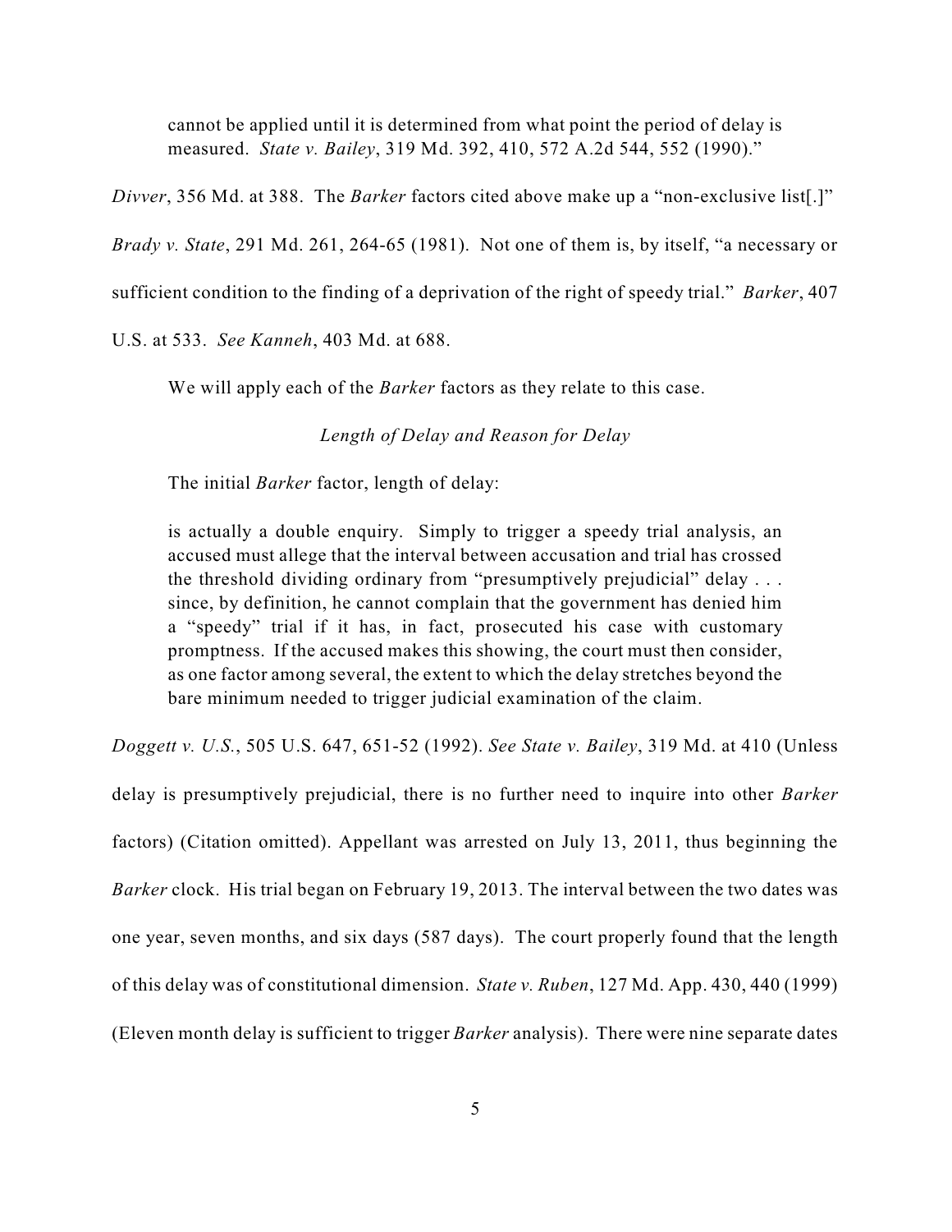> cannot be applied until it is determined from what point the period of delay is measured. *State v. Bailey*, 319 Md. 392, 410, 572 A.2d 544, 552 (1990)."

*Divver*, 356 Md. at 388. The *Barker* factors cited above make up a "non-exclusive list[.]" *Brady v. State*, 291 Md. 261, 264-65 (1981). Not one of them is, by itself, "a necessary or sufficient condition to the finding of a deprivation of the right of speedy trial." *Barker*, 407 U.S. at 533. *See Kanneh*, 403 Md. at 688.

We will apply each of the *Barker* factors as they relate to this case.

*Length of Delay and Reason for Delay*

The initial *Barker* factor, length of delay:

> is actually a double enquiry. Simply to trigger a speedy trial analysis, an accused must allege that the interval between accusation and trial has crossed the threshold dividing ordinary from "presumptively prejudicial" delay . . . since, by definition, he cannot complain that the government has denied him a "speedy" trial if it has, in fact, prosecuted his case with customary promptness. If the accused makes this showing, the court must then consider, as one factor among several, the extent to which the delay stretches beyond the bare minimum needed to trigger judicial examination of the claim.

*Doggett v. U.S.*, 505 U.S. 647, 651-52 (1992). *See State v. Bailey*, 319 Md. at 410 (Unless delay is presumptively prejudicial, there is no further need to inquire into other *Barker* factors) (Citation omitted). Appellant was arrested on July 13, 2011, thus beginning the *Barker* clock. His trial began on February 19, 2013. The interval between the two dates was one year, seven months, and six days (587 days). The court properly found that the length of this delay was of constitutional dimension. *State v. Ruben*, 127 Md. App. 430, 440 (1999) (Eleven month delay is sufficient to trigger *Barker* analysis). There were nine separate dates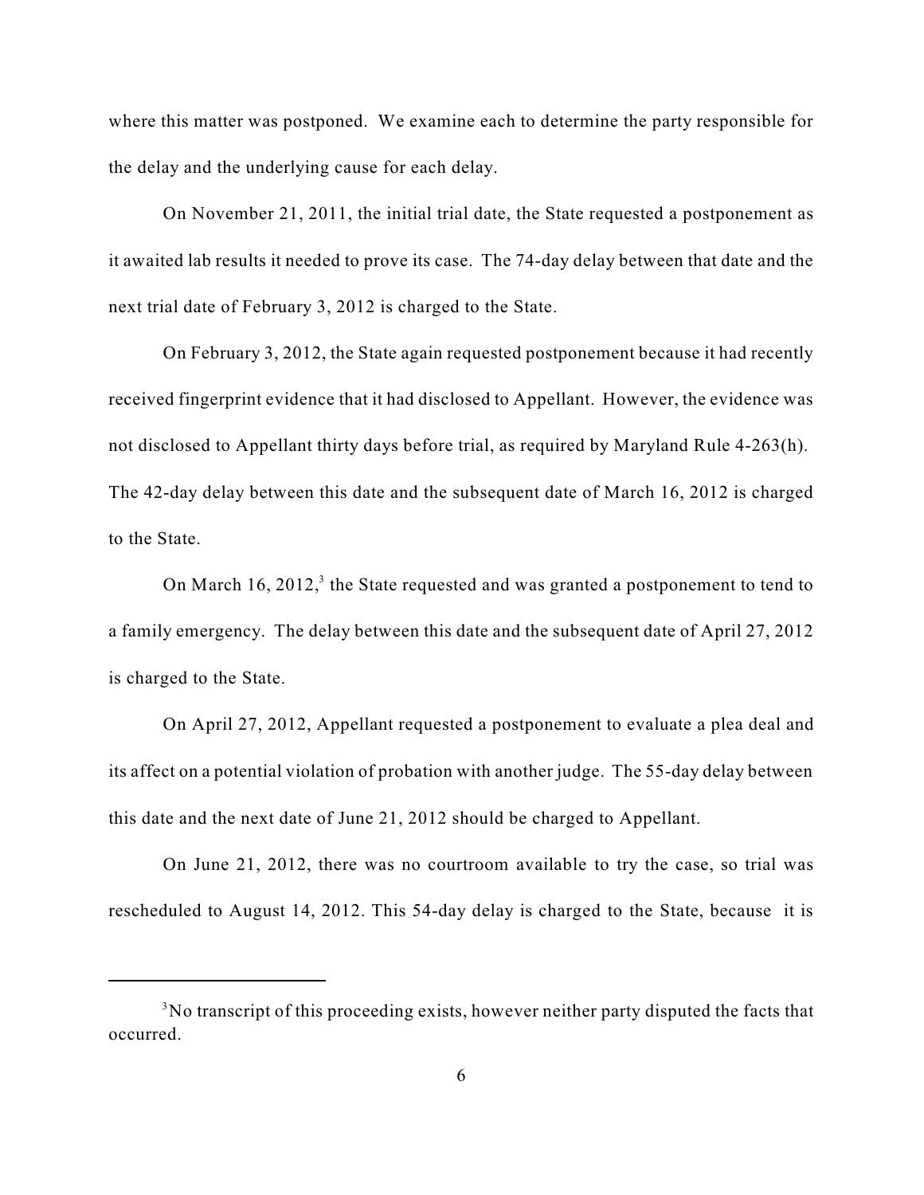where this matter was postponed. We examine each to determine the party responsible for the delay and the underlying cause for each delay.

On November 21, 2011, the initial trial date, the State requested a postponement as it awaited lab results it needed to prove its case. The 74-day delay between that date and the next trial date of February 3, 2012 is charged to the State.

On February 3, 2012, the State again requested postponement because it had recently received fingerprint evidence that it had disclosed to Appellant. However, the evidence was not disclosed to Appellant thirty days before trial, as required by Maryland Rule 4-263(h). The 42-day delay between this date and the subsequent date of March 16, 2012 is charged to the State.

On March 16, 2012,[3] the State requested and was granted a postponement to tend to a family emergency. The delay between this date and the subsequent date of April 27, 2012 is charged to the State.

On April 27, 2012, Appellant requested a postponement to evaluate a plea deal and its affect on a potential violation of probation with another judge. The 55-day delay between this date and the next date of June 21, 2012 should be charged to Appellant.

On June 21, 2012, there was no courtroom available to try the case, so trial was rescheduled to August 14, 2012. This 54-day delay is charged to the State, because it is

---

[3]No transcript of this proceeding exists, however neither party disputed the facts that occurred.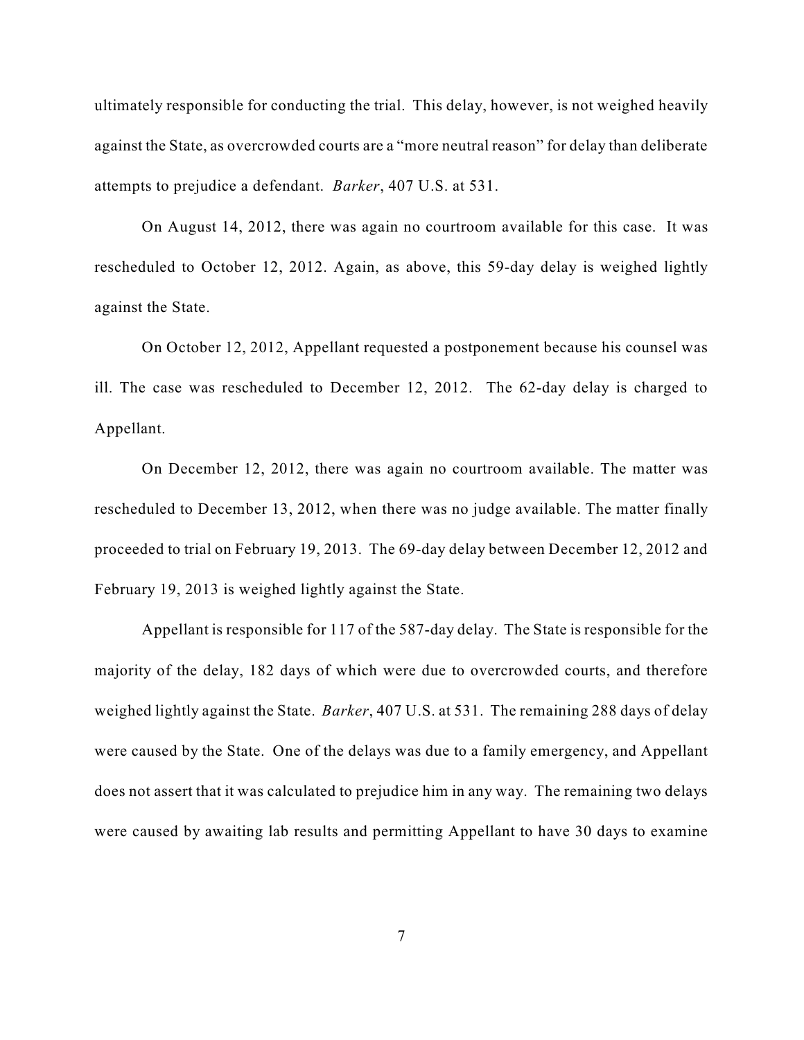ultimately responsible for conducting the trial. This delay, however, is not weighed heavily against the State, as overcrowded courts are a "more neutral reason" for delay than deliberate attempts to prejudice a defendant. *Barker*, 407 U.S. at 531.

On August 14, 2012, there was again no courtroom available for this case. It was rescheduled to October 12, 2012. Again, as above, this 59-day delay is weighed lightly against the State.

On October 12, 2012, Appellant requested a postponement because his counsel was ill. The case was rescheduled to December 12, 2012. The 62-day delay is charged to Appellant.

On December 12, 2012, there was again no courtroom available. The matter was rescheduled to December 13, 2012, when there was no judge available. The matter finally proceeded to trial on February 19, 2013. The 69-day delay between December 12, 2012 and February 19, 2013 is weighed lightly against the State.

Appellant is responsible for 117 of the 587-day delay. The State is responsible for the majority of the delay, 182 days of which were due to overcrowded courts, and therefore weighed lightly against the State. *Barker*, 407 U.S. at 531. The remaining 288 days of delay were caused by the State. One of the delays was due to a family emergency, and Appellant does not assert that it was calculated to prejudice him in any way. The remaining two delays were caused by awaiting lab results and permitting Appellant to have 30 days to examine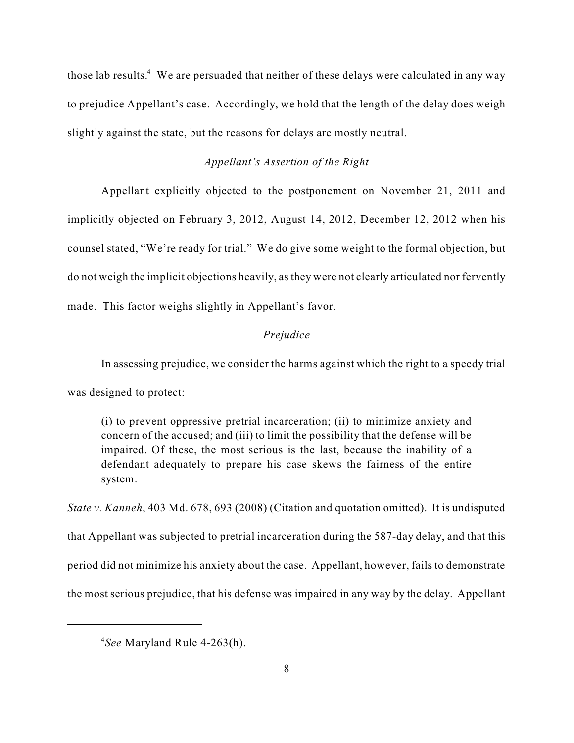those lab results.[4] We are persuaded that neither of these delays were calculated in any way to prejudice Appellant's case. Accordingly, we hold that the length of the delay does weigh slightly against the state, but the reasons for delays are mostly neutral.

### *Appellant's Assertion of the Right*

Appellant explicitly objected to the postponement on November 21, 2011 and implicitly objected on February 3, 2012, August 14, 2012, December 12, 2012 when his counsel stated, "We're ready for trial." We do give some weight to the formal objection, but do not weigh the implicit objections heavily, as they were not clearly articulated nor fervently made. This factor weighs slightly in Appellant's favor.

### *Prejudice*

In assessing prejudice, we consider the harms against which the right to a speedy trial was designed to protect:

> (i) to prevent oppressive pretrial incarceration; (ii) to minimize anxiety and concern of the accused; and (iii) to limit the possibility that the defense will be impaired. Of these, the most serious is the last, because the inability of a defendant adequately to prepare his case skews the fairness of the entire system.

*State v. Kanneh*, 403 Md. 678, 693 (2008) (Citation and quotation omitted). It is undisputed that Appellant was subjected to pretrial incarceration during the 587-day delay, and that this period did not minimize his anxiety about the case. Appellant, however, fails to demonstrate the most serious prejudice, that his defense was impaired in any way by the delay. Appellant

---

[4] *See* Maryland Rule 4-263(h).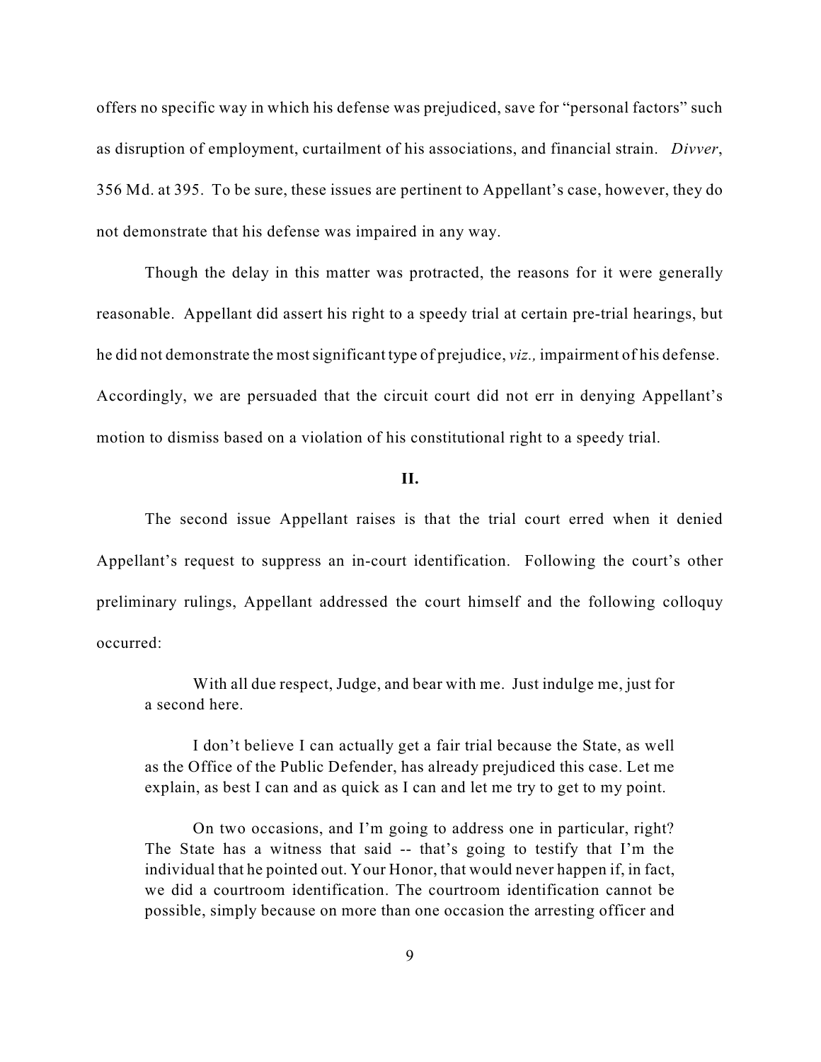offers no specific way in which his defense was prejudiced, save for "personal factors" such as disruption of employment, curtailment of his associations, and financial strain. *Divver*, 356 Md. at 395. To be sure, these issues are pertinent to Appellant's case, however, they do not demonstrate that his defense was impaired in any way.

Though the delay in this matter was protracted, the reasons for it were generally reasonable. Appellant did assert his right to a speedy trial at certain pre-trial hearings, but he did not demonstrate the most significant type of prejudice, *viz.,* impairment of his defense. Accordingly, we are persuaded that the circuit court did not err in denying Appellant's motion to dismiss based on a violation of his constitutional right to a speedy trial.

## II.

The second issue Appellant raises is that the trial court erred when it denied Appellant's request to suppress an in-court identification. Following the court's other preliminary rulings, Appellant addressed the court himself and the following colloquy occurred:

> With all due respect, Judge, and bear with me. Just indulge me, just for a second here.
>
> I don't believe I can actually get a fair trial because the State, as well as the Office of the Public Defender, has already prejudiced this case. Let me explain, as best I can and as quick as I can and let me try to get to my point.
>
> On two occasions, and I'm going to address one in particular, right? The State has a witness that said -- that's going to testify that I'm the individual that he pointed out. Your Honor, that would never happen if, in fact, we did a courtroom identification. The courtroom identification cannot be possible, simply because on more than one occasion the arresting officer and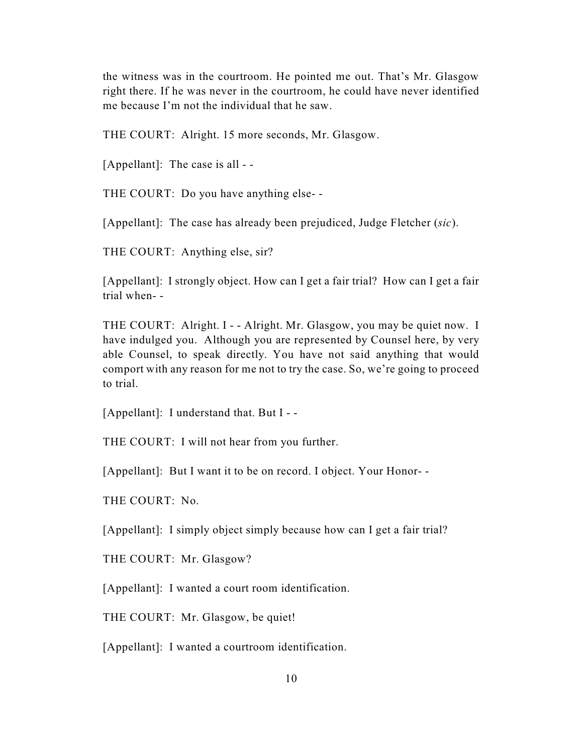the witness was in the courtroom. He pointed me out. That's Mr. Glasgow right there. If he was never in the courtroom, he could have never identified me because I'm not the individual that he saw.

THE COURT: Alright. 15 more seconds, Mr. Glasgow.

[Appellant]: The case is all - -

THE COURT: Do you have anything else- -

[Appellant]: The case has already been prejudiced, Judge Fletcher (*sic*).

THE COURT: Anything else, sir?

[Appellant]: I strongly object. How can I get a fair trial? How can I get a fair trial when- -

THE COURT: Alright. I - - Alright. Mr. Glasgow, you may be quiet now. I have indulged you. Although you are represented by Counsel here, by very able Counsel, to speak directly. You have not said anything that would comport with any reason for me not to try the case. So, we're going to proceed to trial.

[Appellant]: I understand that. But I - -

THE COURT: I will not hear from you further.

[Appellant]: But I want it to be on record. I object. Your Honor- -

THE COURT: No.

[Appellant]: I simply object simply because how can I get a fair trial?

THE COURT: Mr. Glasgow?

[Appellant]: I wanted a court room identification.

THE COURT: Mr. Glasgow, be quiet!

[Appellant]: I wanted a courtroom identification.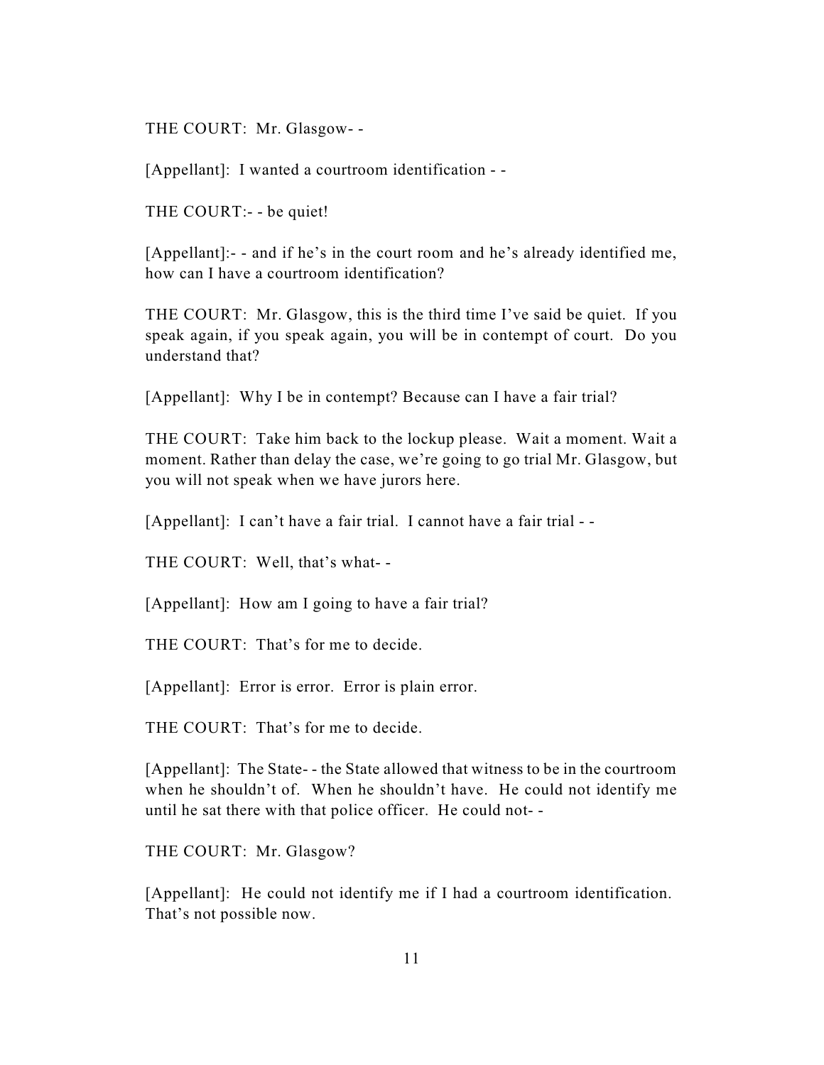THE COURT: Mr. Glasgow- -

[Appellant]: I wanted a courtroom identification - -

THE COURT:- - be quiet!

[Appellant]:- - and if he's in the court room and he's already identified me, how can I have a courtroom identification?

THE COURT: Mr. Glasgow, this is the third time I've said be quiet. If you speak again, if you speak again, you will be in contempt of court. Do you understand that?

[Appellant]: Why I be in contempt? Because can I have a fair trial?

THE COURT: Take him back to the lockup please. Wait a moment. Wait a moment. Rather than delay the case, we're going to go trial Mr. Glasgow, but you will not speak when we have jurors here.

[Appellant]: I can't have a fair trial. I cannot have a fair trial - -

THE COURT: Well, that's what- -

[Appellant]: How am I going to have a fair trial?

THE COURT: That's for me to decide.

[Appellant]: Error is error. Error is plain error.

THE COURT: That's for me to decide.

[Appellant]: The State- - the State allowed that witness to be in the courtroom when he shouldn't of. When he shouldn't have. He could not identify me until he sat there with that police officer. He could not- -

THE COURT: Mr. Glasgow?

[Appellant]: He could not identify me if I had a courtroom identification. That's not possible now.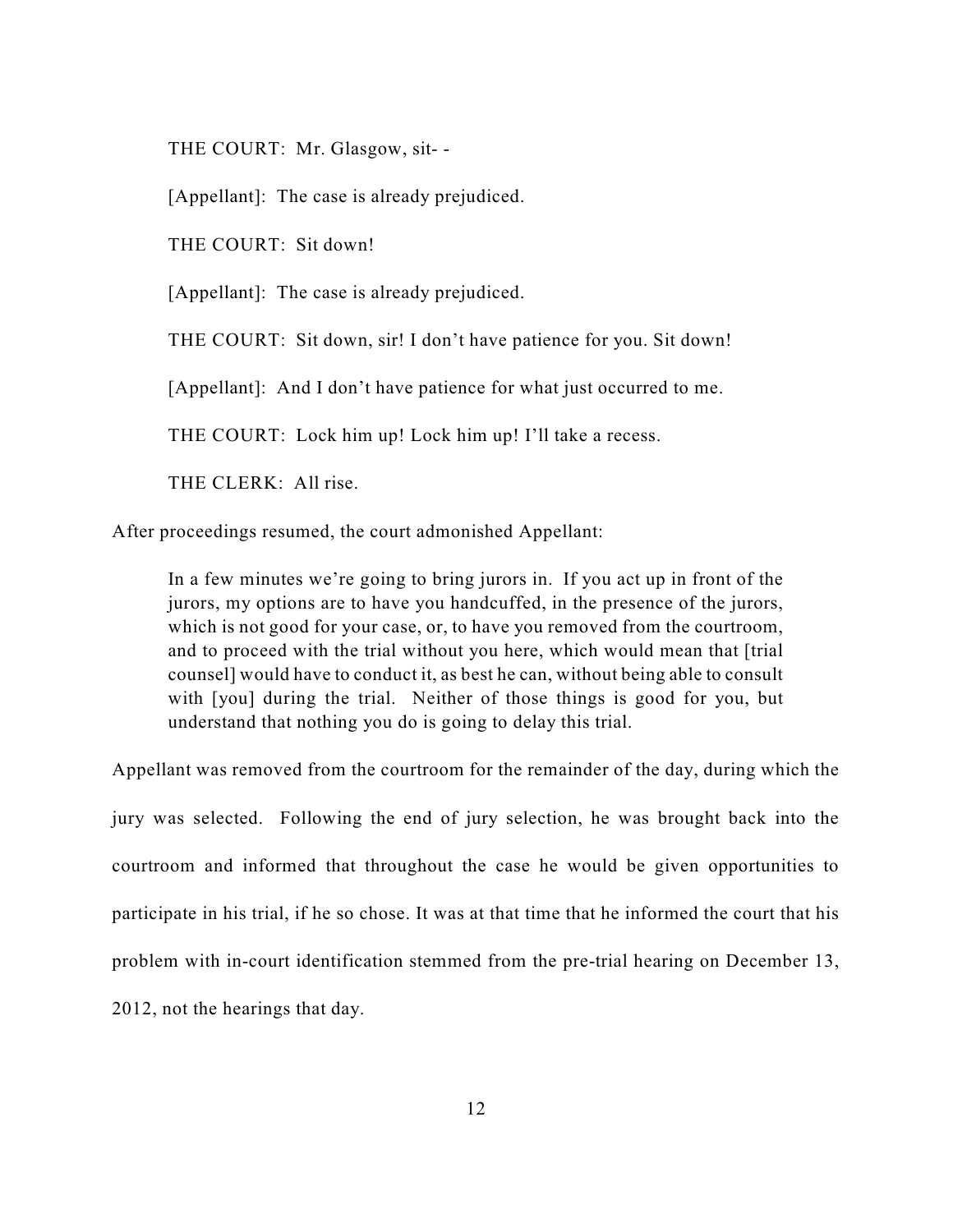THE COURT: Mr. Glasgow, sit- -

[Appellant]: The case is already prejudiced.

THE COURT: Sit down!

[Appellant]: The case is already prejudiced.

THE COURT: Sit down, sir! I don't have patience for you. Sit down!

[Appellant]: And I don't have patience for what just occurred to me.

THE COURT: Lock him up! Lock him up! I'll take a recess.

THE CLERK: All rise.

After proceedings resumed, the court admonished Appellant:

> In a few minutes we're going to bring jurors in. If you act up in front of the jurors, my options are to have you handcuffed, in the presence of the jurors, which is not good for your case, or, to have you removed from the courtroom, and to proceed with the trial without you here, which would mean that [trial counsel] would have to conduct it, as best he can, without being able to consult with [you] during the trial. Neither of those things is good for you, but understand that nothing you do is going to delay this trial.

Appellant was removed from the courtroom for the remainder of the day, during which the jury was selected. Following the end of jury selection, he was brought back into the courtroom and informed that throughout the case he would be given opportunities to participate in his trial, if he so chose. It was at that time that he informed the court that his problem with in-court identification stemmed from the pre-trial hearing on December 13, 2012, not the hearings that day.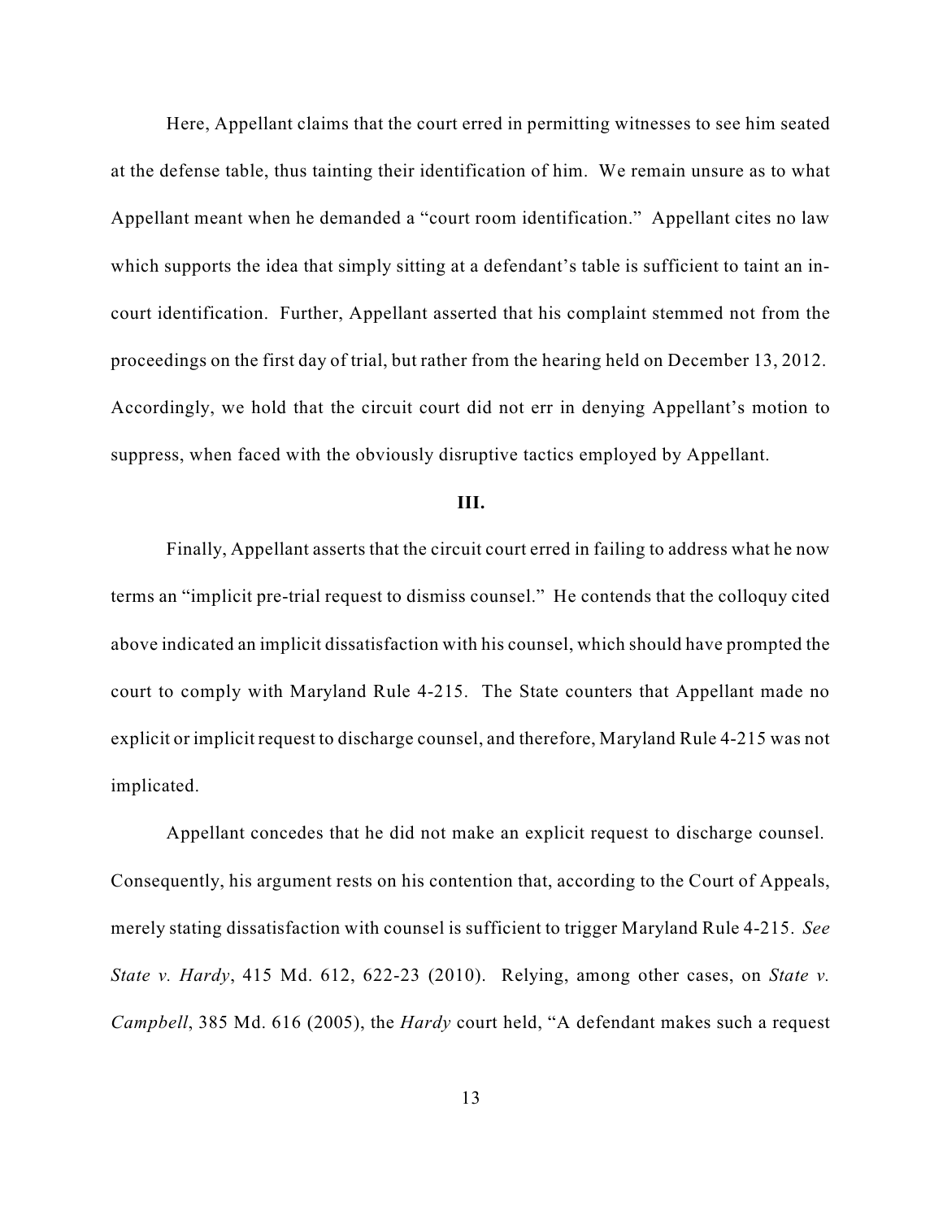Here, Appellant claims that the court erred in permitting witnesses to see him seated at the defense table, thus tainting their identification of him. We remain unsure as to what Appellant meant when he demanded a "court room identification." Appellant cites no law which supports the idea that simply sitting at a defendant's table is sufficient to taint an in-court identification. Further, Appellant asserted that his complaint stemmed not from the proceedings on the first day of trial, but rather from the hearing held on December 13, 2012. Accordingly, we hold that the circuit court did not err in denying Appellant's motion to suppress, when faced with the obviously disruptive tactics employed by Appellant.

### III.

Finally, Appellant asserts that the circuit court erred in failing to address what he now terms an "implicit pre-trial request to dismiss counsel." He contends that the colloquy cited above indicated an implicit dissatisfaction with his counsel, which should have prompted the court to comply with Maryland Rule 4-215. The State counters that Appellant made no explicit or implicit request to discharge counsel, and therefore, Maryland Rule 4-215 was not implicated.

Appellant concedes that he did not make an explicit request to discharge counsel. Consequently, his argument rests on his contention that, according to the Court of Appeals, merely stating dissatisfaction with counsel is sufficient to trigger Maryland Rule 4-215. *See State v. Hardy*, 415 Md. 612, 622-23 (2010). Relying, among other cases, on *State v. Campbell*, 385 Md. 616 (2005), the *Hardy* court held, "A defendant makes such a request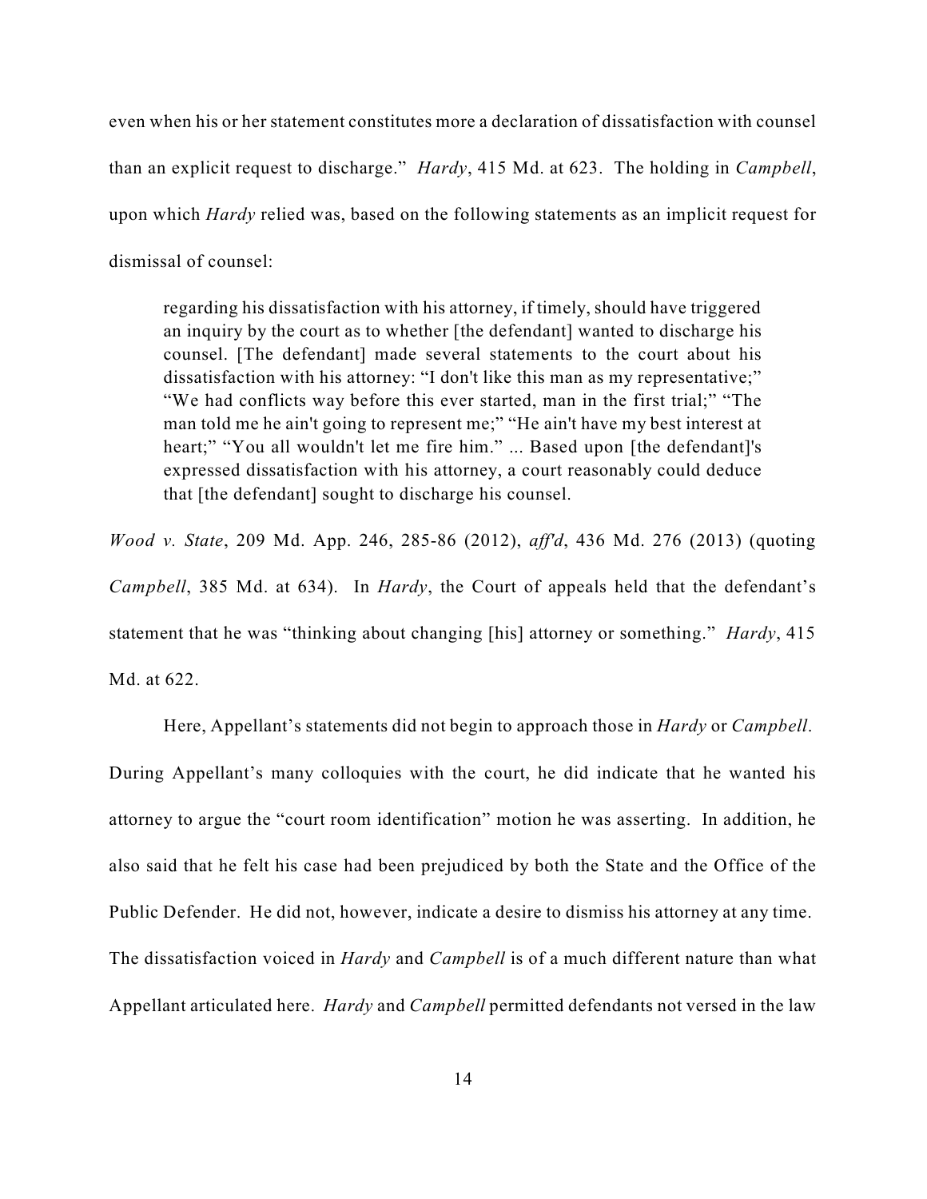even when his or her statement constitutes more a declaration of dissatisfaction with counsel than an explicit request to discharge." *Hardy*, 415 Md. at 623. The holding in *Campbell*, upon which *Hardy* relied was, based on the following statements as an implicit request for dismissal of counsel:

> regarding his dissatisfaction with his attorney, if timely, should have triggered an inquiry by the court as to whether [the defendant] wanted to discharge his counsel. [The defendant] made several statements to the court about his dissatisfaction with his attorney: "I don't like this man as my representative;" "We had conflicts way before this ever started, man in the first trial;" "The man told me he ain't going to represent me;" "He ain't have my best interest at heart;" "You all wouldn't let me fire him." ... Based upon [the defendant]'s expressed dissatisfaction with his attorney, a court reasonably could deduce that [the defendant] sought to discharge his counsel.

*Wood v. State*, 209 Md. App. 246, 285-86 (2012), *aff'd*, 436 Md. 276 (2013) (quoting *Campbell*, 385 Md. at 634). In *Hardy*, the Court of appeals held that the defendant's statement that he was "thinking about changing [his] attorney or something." *Hardy*, 415 Md. at 622.

Here, Appellant's statements did not begin to approach those in *Hardy* or *Campbell*. During Appellant's many colloquies with the court, he did indicate that he wanted his attorney to argue the "court room identification" motion he was asserting. In addition, he also said that he felt his case had been prejudiced by both the State and the Office of the Public Defender. He did not, however, indicate a desire to dismiss his attorney at any time. The dissatisfaction voiced in *Hardy* and *Campbell* is of a much different nature than what Appellant articulated here. *Hardy* and *Campbell* permitted defendants not versed in the law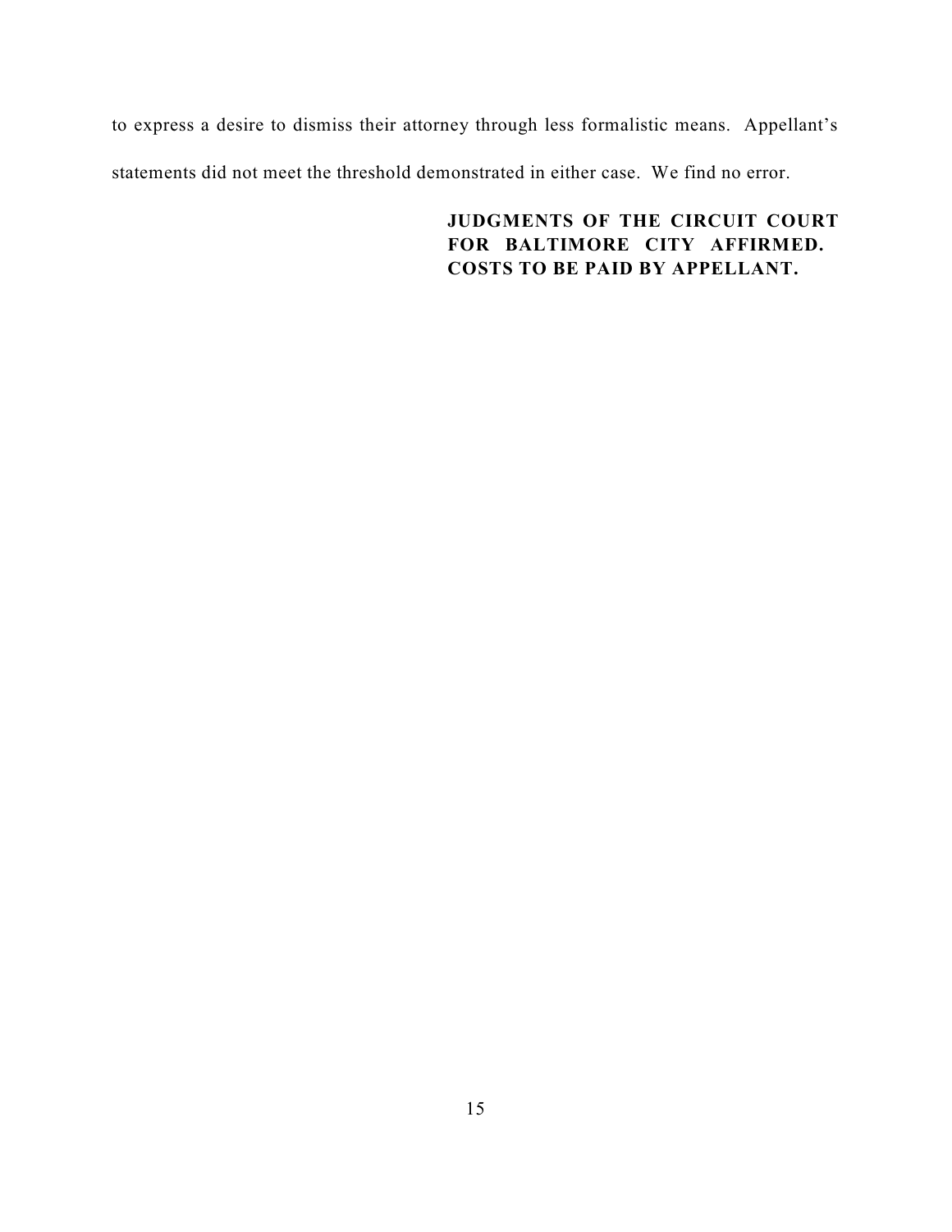to express a desire to dismiss their attorney through less formalistic means. Appellant's statements did not meet the threshold demonstrated in either case. We find no error.

**JUDGMENTS OF THE CIRCUIT COURT FOR BALTIMORE CITY AFFIRMED. COSTS TO BE PAID BY APPELLANT.**